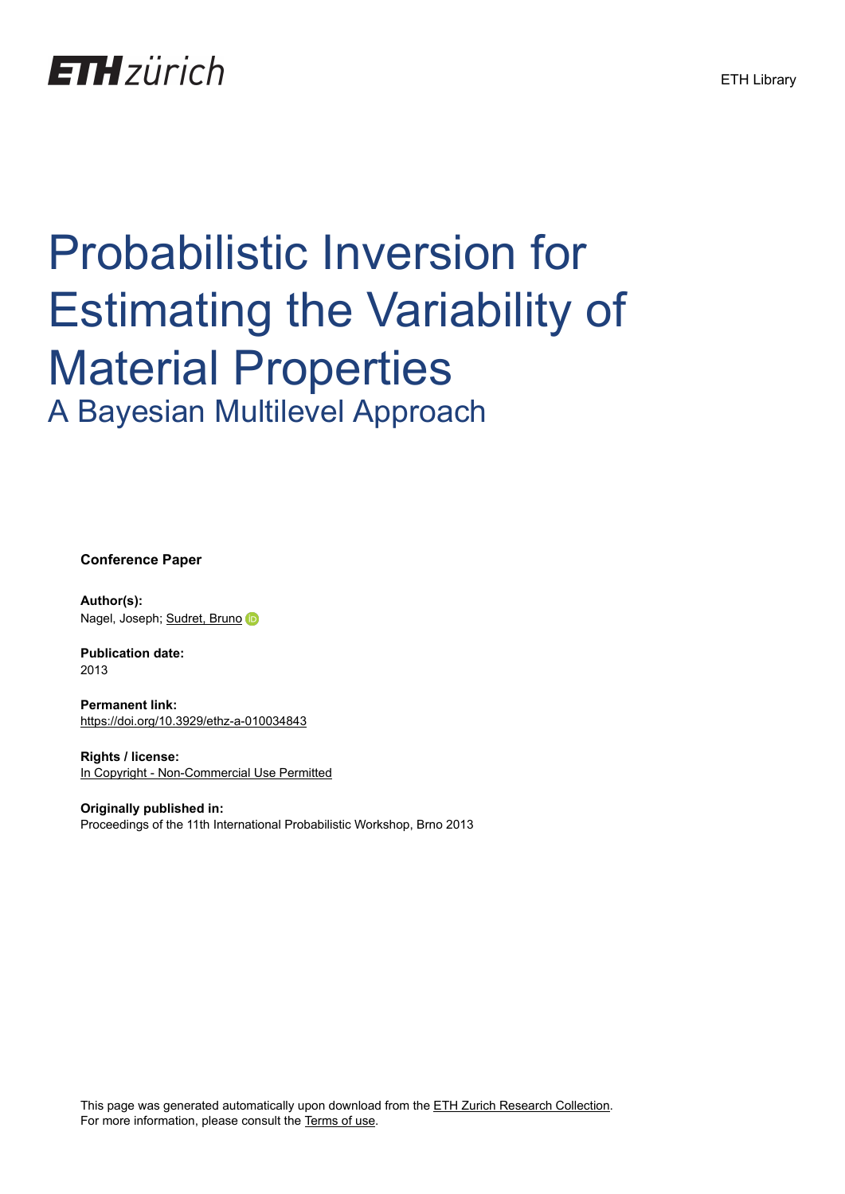ETH zürich

ETH Library

# Probabilistic Inversion for Estimating the Variability of Material Properties

## A Bayesian Multilevel Approach

**Conference Paper**

**Author(s):**
Nagel, Joseph; Sudret, Bruno

**Publication date:**
2013

**Permanent link:**
https://doi.org/10.3929/ethz-a-010034843

**Rights / license:**
In Copyright - Non-Commercial Use Permitted

**Originally published in:**
Proceedings of the 11th International Probabilistic Workshop, Brno 2013

This page was generated automatically upon download from the ETH Zurich Research Collection.
For more information, please consult the Terms of use.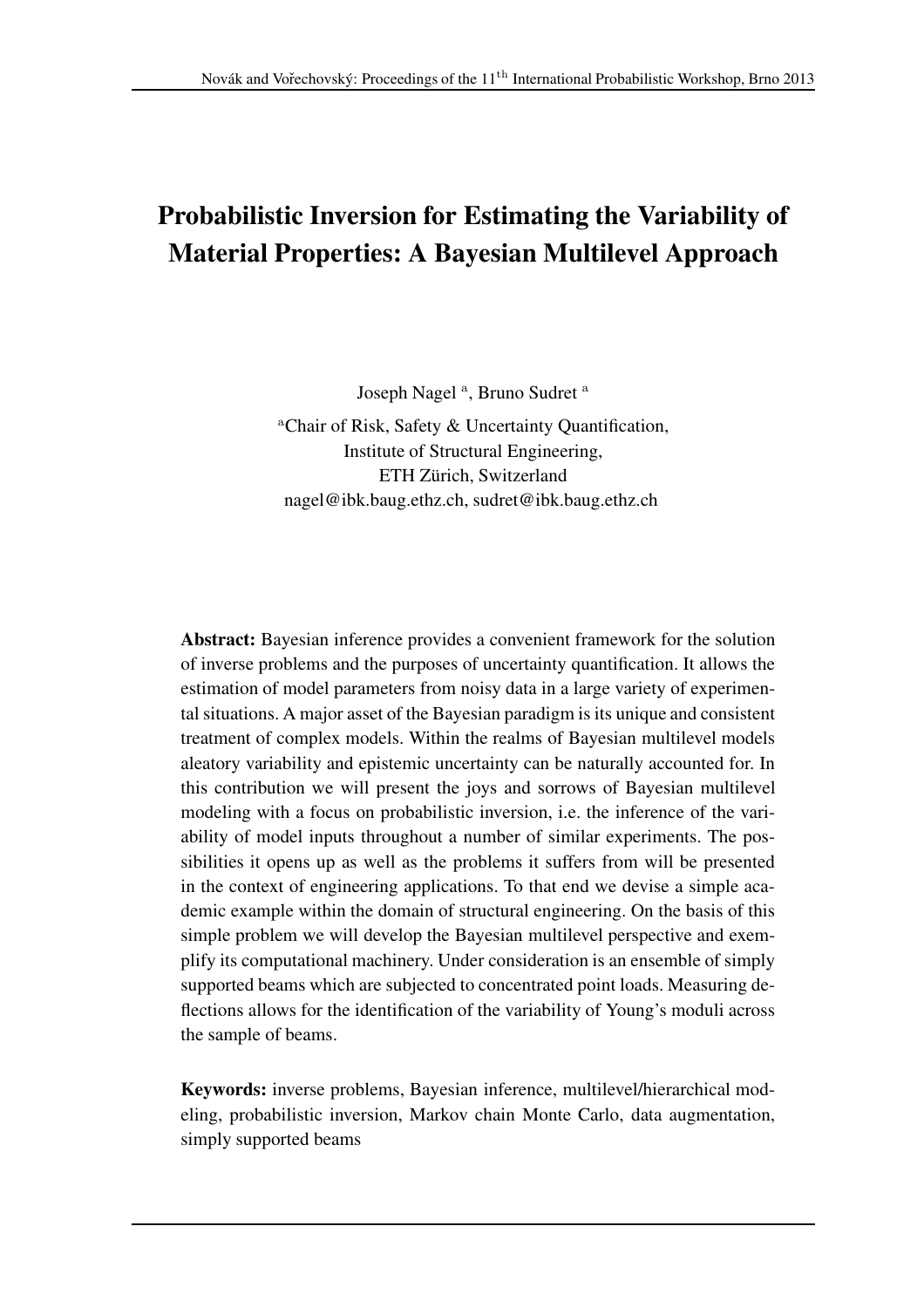# Probabilistic Inversion for Estimating the Variability of Material Properties: A Bayesian Multilevel Approach

Joseph Nagel [a], Bruno Sudret [a]

[a]Chair of Risk, Safety & Uncertainty Quantification,
Institute of Structural Engineering,
ETH Zürich, Switzerland
nagel@ibk.baug.ethz.ch, sudret@ibk.baug.ethz.ch

**Abstract:** Bayesian inference provides a convenient framework for the solution of inverse problems and the purposes of uncertainty quantification. It allows the estimation of model parameters from noisy data in a large variety of experimental situations. A major asset of the Bayesian paradigm is its unique and consistent treatment of complex models. Within the realms of Bayesian multilevel models aleatory variability and epistemic uncertainty can be naturally accounted for. In this contribution we will present the joys and sorrows of Bayesian multilevel modeling with a focus on probabilistic inversion, i.e. the inference of the variability of model inputs throughout a number of similar experiments. The possibilities it opens up as well as the problems it suffers from will be presented in the context of engineering applications. To that end we devise a simple academic example within the domain of structural engineering. On the basis of this simple problem we will develop the Bayesian multilevel perspective and exemplify its computational machinery. Under consideration is an ensemble of simply supported beams which are subjected to concentrated point loads. Measuring deflections allows for the identification of the variability of Young's moduli across the sample of beams.

**Keywords:** inverse problems, Bayesian inference, multilevel/hierarchical modeling, probabilistic inversion, Markov chain Monte Carlo, data augmentation, simply supported beams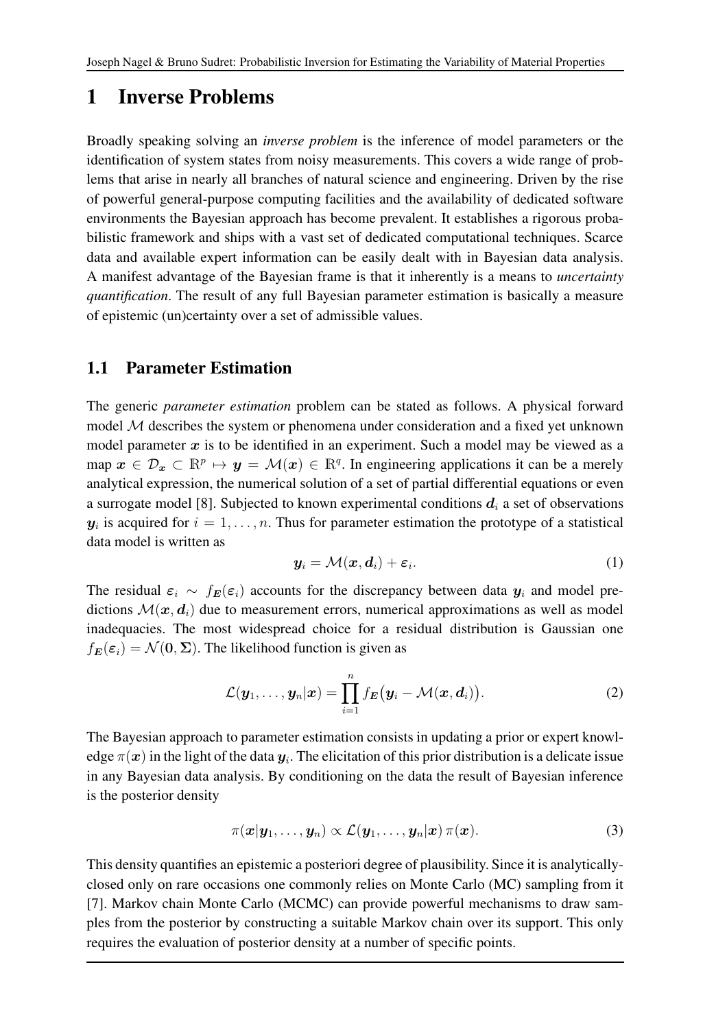# 1 Inverse Problems

Broadly speaking solving an *inverse problem* is the inference of model parameters or the identification of system states from noisy measurements. This covers a wide range of problems that arise in nearly all branches of natural science and engineering. Driven by the rise of powerful general-purpose computing facilities and the availability of dedicated software environments the Bayesian approach has become prevalent. It establishes a rigorous probabilistic framework and ships with a vast set of dedicated computational techniques. Scarce data and available expert information can be easily dealt with in Bayesian data analysis. A manifest advantage of the Bayesian frame is that it inherently is a means to *uncertainty quantification*. The result of any full Bayesian parameter estimation is basically a measure of epistemic (un)certainty over a set of admissible values.

## 1.1 Parameter Estimation

The generic *parameter estimation* problem can be stated as follows. A physical forward model $\mathcal{M}$ describes the system or phenomena under consideration and a fixed yet unknown model parameter $\boldsymbol{x}$ is to be identified in an experiment. Such a model may be viewed as a map $\boldsymbol{x} \in \mathcal{D}_{\boldsymbol{x}} \subset \mathbb{R}^p \mapsto \boldsymbol{y} = \mathcal{M}(\boldsymbol{x}) \in \mathbb{R}^q$. In engineering applications it can be a merely analytical expression, the numerical solution of a set of partial differential equations or even a surrogate model [8]. Subjected to known experimental conditions $\boldsymbol{d}_i$ a set of observations $\boldsymbol{y}_i$ is acquired for $i = 1, \ldots, n$. Thus for parameter estimation the prototype of a statistical data model is written as

$$\boldsymbol{y}_i = \mathcal{M}(\boldsymbol{x}, \boldsymbol{d}_i) + \boldsymbol{\varepsilon}_i. \tag{1}$$

The residual $\boldsymbol{\varepsilon}_i \sim f_{\boldsymbol{E}}(\boldsymbol{\varepsilon}_i)$ accounts for the discrepancy between data $\boldsymbol{y}_i$ and model predictions $\mathcal{M}(\boldsymbol{x}, \boldsymbol{d}_i)$ due to measurement errors, numerical approximations as well as model inadequacies. The most widespread choice for a residual distribution is Gaussian one $f_{\boldsymbol{E}}(\boldsymbol{\varepsilon}_i) = \mathcal{N}(\boldsymbol{0}, \boldsymbol{\Sigma})$. The likelihood function is given as

$$\mathcal{L}(\boldsymbol{y}_1, \ldots, \boldsymbol{y}_n | \boldsymbol{x}) = \prod_{i=1}^{n} f_{\boldsymbol{E}}\big(\boldsymbol{y}_i - \mathcal{M}(\boldsymbol{x}, \boldsymbol{d}_i)\big). \tag{2}$$

The Bayesian approach to parameter estimation consists in updating a prior or expert knowledge $\pi(\boldsymbol{x})$ in the light of the data $\boldsymbol{y}_i$. The elicitation of this prior distribution is a delicate issue in any Bayesian data analysis. By conditioning on the data the result of Bayesian inference is the posterior density

$$\pi(\boldsymbol{x} | \boldsymbol{y}_1, \ldots, \boldsymbol{y}_n) \propto \mathcal{L}(\boldsymbol{y}_1, \ldots, \boldsymbol{y}_n | \boldsymbol{x}) \, \pi(\boldsymbol{x}). \tag{3}$$

This density quantifies an epistemic a posteriori degree of plausibility. Since it is analytically-closed only on rare occasions one commonly relies on Monte Carlo (MC) sampling from it [7]. Markov chain Monte Carlo (MCMC) can provide powerful mechanisms to draw samples from the posterior by constructing a suitable Markov chain over its support. This only requires the evaluation of posterior density at a number of specific points.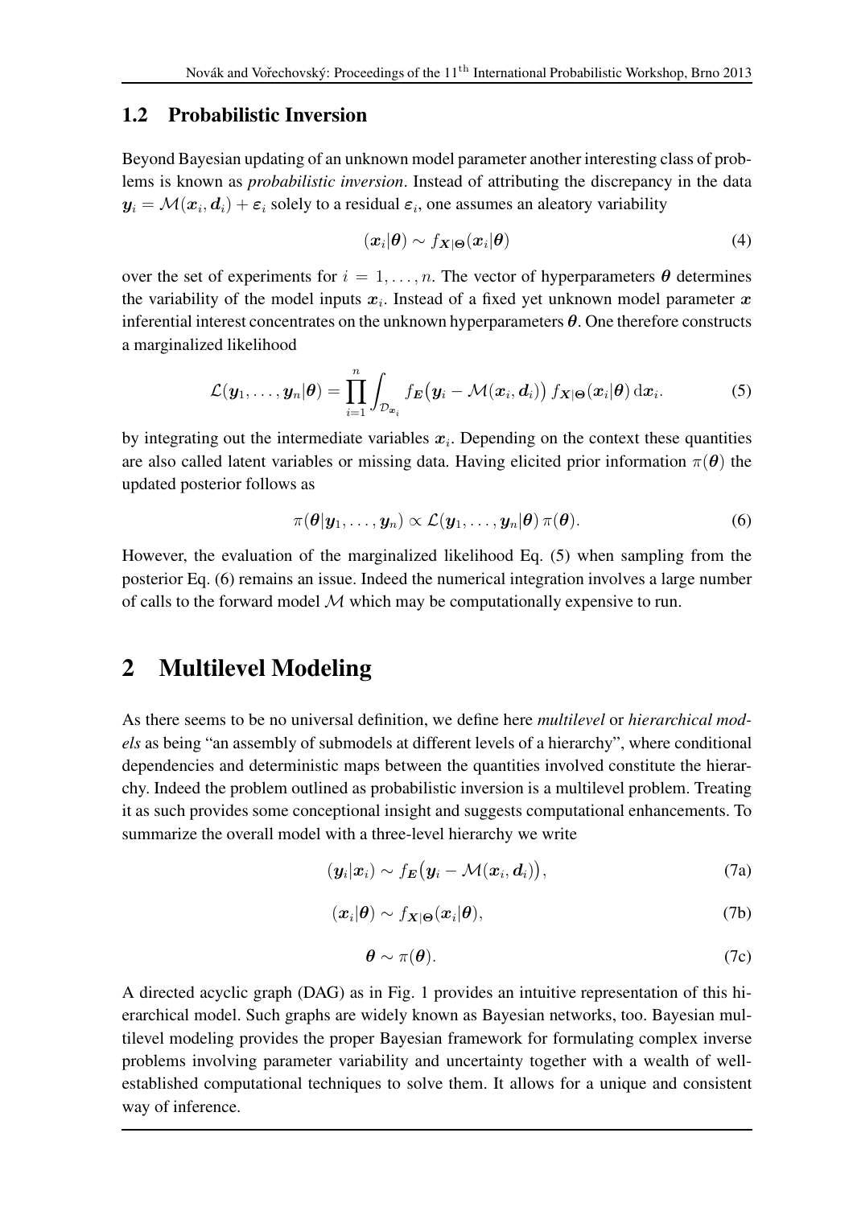### 1.2 Probabilistic Inversion

Beyond Bayesian updating of an unknown model parameter another interesting class of problems is known as *probabilistic inversion*. Instead of attributing the discrepancy in the data $\boldsymbol{y}_i = \mathcal{M}(\boldsymbol{x}_i, \boldsymbol{d}_i) + \boldsymbol{\varepsilon}_i$ solely to a residual $\boldsymbol{\varepsilon}_i$, one assumes an aleatory variability

$$(\boldsymbol{x}_i|\boldsymbol{\theta}) \sim f_{\boldsymbol{X}|\boldsymbol{\Theta}}(\boldsymbol{x}_i|\boldsymbol{\theta}) \tag{4}$$

over the set of experiments for $i = 1, \ldots, n$. The vector of hyperparameters $\boldsymbol{\theta}$ determines the variability of the model inputs $\boldsymbol{x}_i$. Instead of a fixed yet unknown model parameter $\boldsymbol{x}$ inferential interest concentrates on the unknown hyperparameters $\boldsymbol{\theta}$. One therefore constructs a marginalized likelihood

$$\mathcal{L}(\boldsymbol{y}_1, \ldots, \boldsymbol{y}_n|\boldsymbol{\theta}) = \prod_{i=1}^{n} \int_{\mathcal{D}_{\boldsymbol{x}_i}} f_{\boldsymbol{E}}\big(\boldsymbol{y}_i - \mathcal{M}(\boldsymbol{x}_i, \boldsymbol{d}_i)\big)\, f_{\boldsymbol{X}|\boldsymbol{\Theta}}(\boldsymbol{x}_i|\boldsymbol{\theta})\,\mathrm{d}\boldsymbol{x}_i. \tag{5}$$

by integrating out the intermediate variables $\boldsymbol{x}_i$. Depending on the context these quantities are also called latent variables or missing data. Having elicited prior information $\pi(\boldsymbol{\theta})$ the updated posterior follows as

$$\pi(\boldsymbol{\theta}|\boldsymbol{y}_1, \ldots, \boldsymbol{y}_n) \propto \mathcal{L}(\boldsymbol{y}_1, \ldots, \boldsymbol{y}_n|\boldsymbol{\theta})\,\pi(\boldsymbol{\theta}). \tag{6}$$

However, the evaluation of the marginalized likelihood Eq. (5) when sampling from the posterior Eq. (6) remains an issue. Indeed the numerical integration involves a large number of calls to the forward model $\mathcal{M}$ which may be computationally expensive to run.

## 2 Multilevel Modeling

As there seems to be no universal definition, we define here *multilevel* or *hierarchical models* as being "an assembly of submodels at different levels of a hierarchy", where conditional dependencies and deterministic maps between the quantities involved constitute the hierarchy. Indeed the problem outlined as probabilistic inversion is a multilevel problem. Treating it as such provides some conceptional insight and suggests computational enhancements. To summarize the overall model with a three-level hierarchy we write

$$(\boldsymbol{y}_i|\boldsymbol{x}_i) \sim f_{\boldsymbol{E}}\big(\boldsymbol{y}_i - \mathcal{M}(\boldsymbol{x}_i, \boldsymbol{d}_i)\big), \tag{7a}$$

$$(\boldsymbol{x}_i|\boldsymbol{\theta}) \sim f_{\boldsymbol{X}|\boldsymbol{\Theta}}(\boldsymbol{x}_i|\boldsymbol{\theta}), \tag{7b}$$

$$\boldsymbol{\theta} \sim \pi(\boldsymbol{\theta}). \tag{7c}$$

A directed acyclic graph (DAG) as in Fig. 1 provides an intuitive representation of this hierarchical model. Such graphs are widely known as Bayesian networks, too. Bayesian multilevel modeling provides the proper Bayesian framework for formulating complex inverse problems involving parameter variability and uncertainty together with a wealth of well-established computational techniques to solve them. It allows for a unique and consistent way of inference.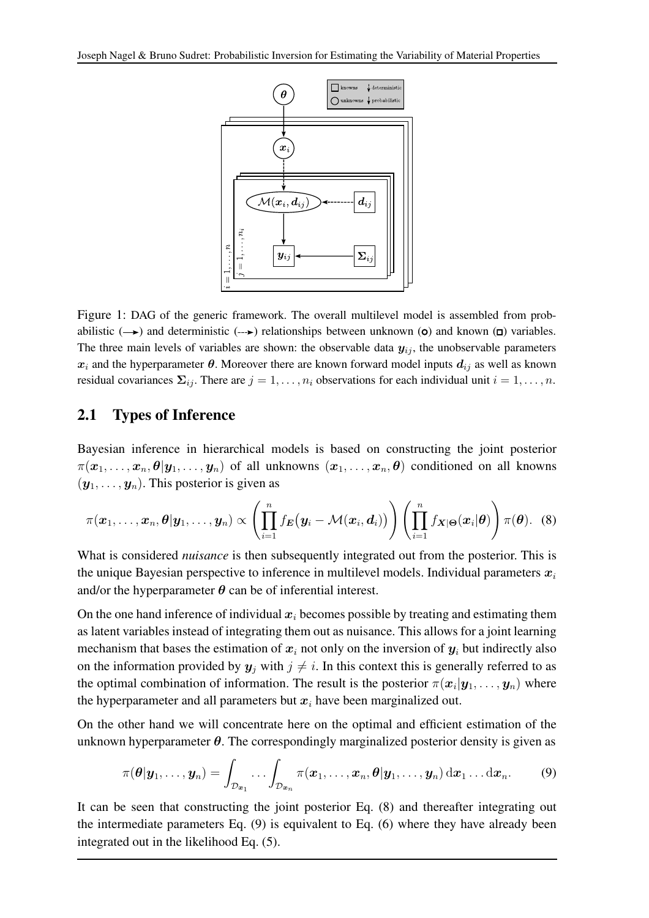Figure 1: DAG of the generic framework. The overall multilevel model is assembled from probabilistic ($\longrightarrow$) and deterministic ($\dashrightarrow$) relationships between unknown ($\circ$) and known ($\square$) variables. The three main levels of variables are shown: the observable data $\boldsymbol{y}_{ij}$, the unobservable parameters $\boldsymbol{x}_i$ and the hyperparameter $\boldsymbol{\theta}$. Moreover there are known forward model inputs $\boldsymbol{d}_{ij}$ as well as known residual covariances $\boldsymbol{\Sigma}_{ij}$. There are $j = 1, \ldots, n_i$ observations for each individual unit $i = 1, \ldots, n$.

## 2.1 Types of Inference

Bayesian inference in hierarchical models is based on constructing the joint posterior $\pi(\boldsymbol{x}_1, \ldots, \boldsymbol{x}_n, \boldsymbol{\theta} | \boldsymbol{y}_1, \ldots, \boldsymbol{y}_n)$ of all unknowns $(\boldsymbol{x}_1, \ldots, \boldsymbol{x}_n, \boldsymbol{\theta})$ conditioned on all knowns $(\boldsymbol{y}_1, \ldots, \boldsymbol{y}_n)$. This posterior is given as

$$\pi(\boldsymbol{x}_1, \ldots, \boldsymbol{x}_n, \boldsymbol{\theta} | \boldsymbol{y}_1, \ldots, \boldsymbol{y}_n) \propto \left( \prod_{i=1}^{n} f_{\boldsymbol{E}}\big(\boldsymbol{y}_i - \mathcal{M}(\boldsymbol{x}_i, \boldsymbol{d}_i)\big) \right) \left( \prod_{i=1}^{n} f_{\boldsymbol{X}|\boldsymbol{\Theta}}(\boldsymbol{x}_i | \boldsymbol{\theta}) \right) \pi(\boldsymbol{\theta}). \quad (8)$$

What is considered *nuisance* is then subsequently integrated out from the posterior. This is the unique Bayesian perspective to inference in multilevel models. Individual parameters $\boldsymbol{x}_i$ and/or the hyperparameter $\boldsymbol{\theta}$ can be of inferential interest.

On the one hand inference of individual $\boldsymbol{x}_i$ becomes possible by treating and estimating them as latent variables instead of integrating them out as nuisance. This allows for a joint learning mechanism that bases the estimation of $\boldsymbol{x}_i$ not only on the inversion of $\boldsymbol{y}_i$ but indirectly also on the information provided by $\boldsymbol{y}_j$ with $j \neq i$. In this context this is generally referred to as the optimal combination of information. The result is the posterior $\pi(\boldsymbol{x}_i | \boldsymbol{y}_1, \ldots, \boldsymbol{y}_n)$ where the hyperparameter and all parameters but $\boldsymbol{x}_i$ have been marginalized out.

On the other hand we will concentrate here on the optimal and efficient estimation of the unknown hyperparameter $\boldsymbol{\theta}$. The correspondingly marginalized posterior density is given as

$$\pi(\boldsymbol{\theta} | \boldsymbol{y}_1, \ldots, \boldsymbol{y}_n) = \int_{\mathcal{D}_{\boldsymbol{x}_1}} \ldots \int_{\mathcal{D}_{\boldsymbol{x}_n}} \pi(\boldsymbol{x}_1, \ldots, \boldsymbol{x}_n, \boldsymbol{\theta} | \boldsymbol{y}_1, \ldots, \boldsymbol{y}_n) \, \mathrm{d}\boldsymbol{x}_1 \ldots \mathrm{d}\boldsymbol{x}_n. \quad (9)$$

It can be seen that constructing the joint posterior Eq. (8) and thereafter integrating out the intermediate parameters Eq. (9) is equivalent to Eq. (6) where they have already been integrated out in the likelihood Eq. (5).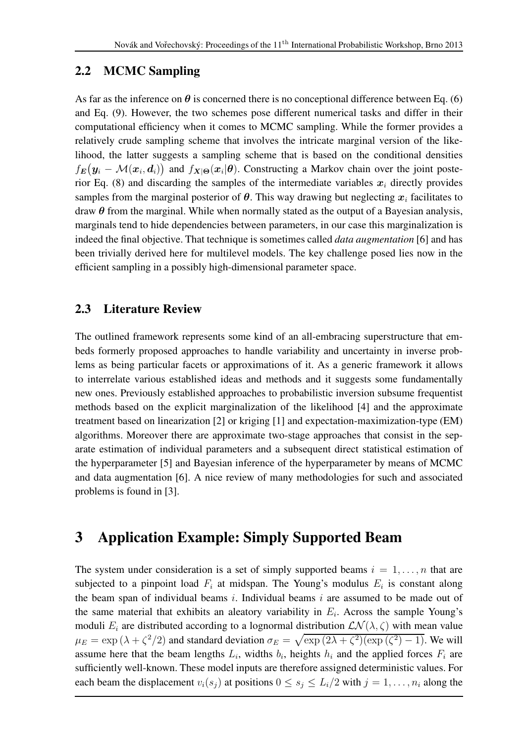## 2.2 MCMC Sampling

As far as the inference on $\boldsymbol{\theta}$ is concerned there is no conceptional difference between Eq. (6) and Eq. (9). However, the two schemes pose different numerical tasks and differ in their computational efficiency when it comes to MCMC sampling. While the former provides a relatively crude sampling scheme that involves the intricate marginal version of the likelihood, the latter suggests a sampling scheme that is based on the conditional densities $f_{\boldsymbol{E}}\big(\boldsymbol{y}_i - \mathcal{M}(\boldsymbol{x}_i, \boldsymbol{d}_i)\big)$ and $f_{\boldsymbol{X}|\boldsymbol{\Theta}}(\boldsymbol{x}_i|\boldsymbol{\theta})$. Constructing a Markov chain over the joint posterior Eq. (8) and discarding the samples of the intermediate variables $\boldsymbol{x}_i$ directly provides samples from the marginal posterior of $\boldsymbol{\theta}$. This way drawing but neglecting $\boldsymbol{x}_i$ facilitates to draw $\boldsymbol{\theta}$ from the marginal. While when normally stated as the output of a Bayesian analysis, marginals tend to hide dependencies between parameters, in our case this marginalization is indeed the final objective. That technique is sometimes called *data augmentation* [6] and has been trivially derived here for multilevel models. The key challenge posed lies now in the efficient sampling in a possibly high-dimensional parameter space.

## 2.3 Literature Review

The outlined framework represents some kind of an all-embracing superstructure that embeds formerly proposed approaches to handle variability and uncertainty in inverse problems as being particular facets or approximations of it. As a generic framework it allows to interrelate various established ideas and methods and it suggests some fundamentally new ones. Previously established approaches to probabilistic inversion subsume frequentist methods based on the explicit marginalization of the likelihood [4] and the approximate treatment based on linearization [2] or kriging [1] and expectation-maximization-type (EM) algorithms. Moreover there are approximate two-stage approaches that consist in the separate estimation of individual parameters and a subsequent direct statistical estimation of the hyperparameter [5] and Bayesian inference of the hyperparameter by means of MCMC and data augmentation [6]. A nice review of many methodologies for such and associated problems is found in [3].

# 3 Application Example: Simply Supported Beam

The system under consideration is a set of simply supported beams $i = 1, \ldots, n$ that are subjected to a pinpoint load $F_i$ at midspan. The Young's modulus $E_i$ is constant along the beam span of individual beams $i$. Individual beams $i$ are assumed to be made out of the same material that exhibits an aleatory variability in $E_i$. Across the sample Young's moduli $E_i$ are distributed according to a lognormal distribution $\mathcal{LN}(\lambda, \zeta)$ with mean value $\mu_E = \exp\left(\lambda + \zeta^2/2\right)$ and standard deviation $\sigma_E = \sqrt{\exp\left(2\lambda + \zeta^2\right)(\exp\left(\zeta^2\right) - 1)}$. We will assume here that the beam lengths $L_i$, widths $b_i$, heights $h_i$ and the applied forces $F_i$ are sufficiently well-known. These model inputs are therefore assigned deterministic values. For each beam the displacement $v_i(s_j)$ at positions $0 \leq s_j \leq L_i/2$ with $j = 1, \ldots, n_i$ along the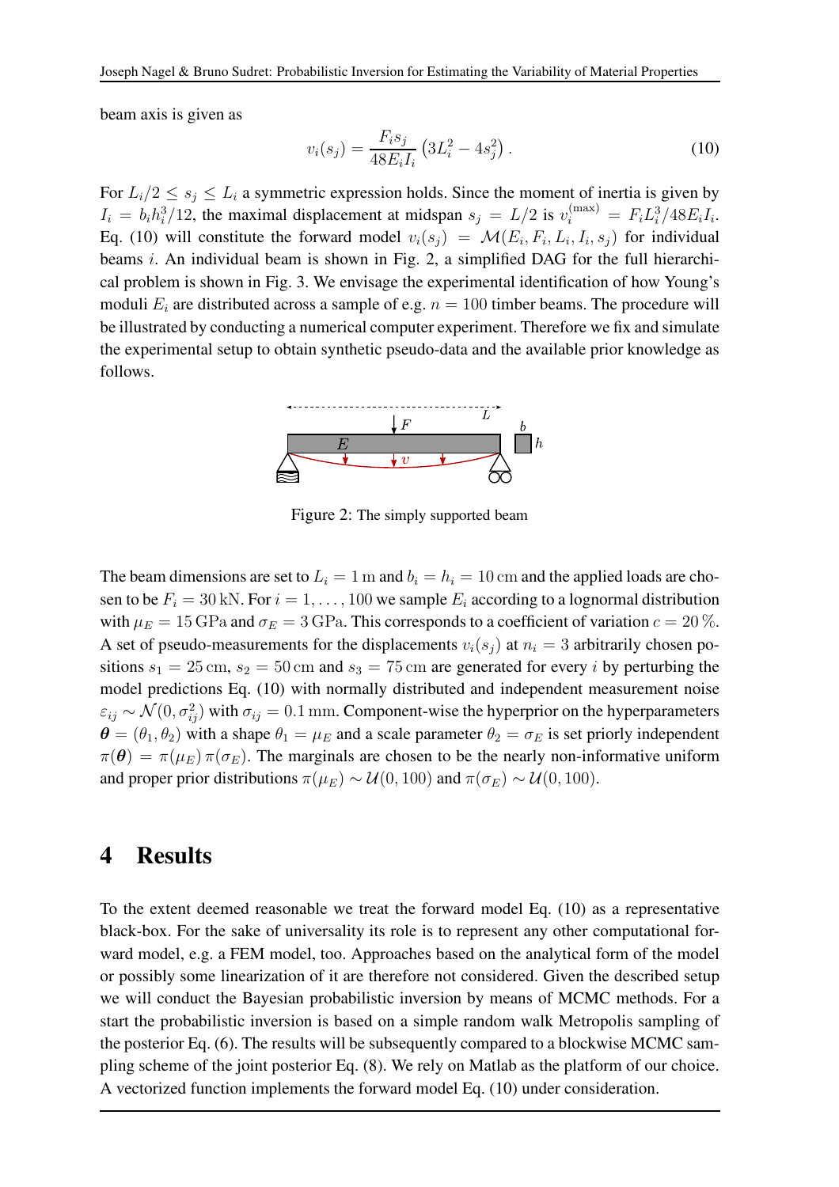beam axis is given as

$$v_i(s_j) = \frac{F_i s_j}{48 E_i I_i} \left( 3L_i^2 - 4s_j^2 \right). \tag{10}$$

For $L_i/2 \leq s_j \leq L_i$ a symmetric expression holds. Since the moment of inertia is given by $I_i = b_i h_i^3/12$, the maximal displacement at midspan $s_j = L/2$ is $v_i^{(\max)} = F_i L_i^3 / 48 E_i I_i$. Eq. (10) will constitute the forward model $v_i(s_j) = \mathcal{M}(E_i, F_i, L_i, I_i, s_j)$ for individual beams $i$. An individual beam is shown in Fig. 2, a simplified DAG for the full hierarchical problem is shown in Fig. 3. We envisage the experimental identification of how Young's moduli $E_i$ are distributed across a sample of e.g. $n = 100$ timber beams. The procedure will be illustrated by conducting a numerical computer experiment. Therefore we fix and simulate the experimental setup to obtain synthetic pseudo-data and the available prior knowledge as follows.

Figure 2: The simply supported beam

The beam dimensions are set to $L_i = 1\,\mathrm{m}$ and $b_i = h_i = 10\,\mathrm{cm}$ and the applied loads are chosen to be $F_i = 30\,\mathrm{kN}$. For $i = 1, \ldots, 100$ we sample $E_i$ according to a lognormal distribution with $\mu_E = 15\,\mathrm{GPa}$ and $\sigma_E = 3\,\mathrm{GPa}$. This corresponds to a coefficient of variation $c = 20\,\%$. A set of pseudo-measurements for the displacements $v_i(s_j)$ at $n_i = 3$ arbitrarily chosen positions $s_1 = 25\,\mathrm{cm}$, $s_2 = 50\,\mathrm{cm}$ and $s_3 = 75\,\mathrm{cm}$ are generated for every $i$ by perturbing the model predictions Eq. (10) with normally distributed and independent measurement noise $\varepsilon_{ij} \sim \mathcal{N}(0, \sigma_{ij}^2)$ with $\sigma_{ij} = 0.1\,\mathrm{mm}$. Component-wise the hyperprior on the hyperparameters $\boldsymbol{\theta} = (\theta_1, \theta_2)$ with a shape $\theta_1 = \mu_E$ and a scale parameter $\theta_2 = \sigma_E$ is set priorly independent $\pi(\boldsymbol{\theta}) = \pi(\mu_E)\,\pi(\sigma_E)$. The marginals are chosen to be the nearly non-informative uniform and proper prior distributions $\pi(\mu_E) \sim \mathcal{U}(0, 100)$ and $\pi(\sigma_E) \sim \mathcal{U}(0, 100)$.

# 4 Results

To the extent deemed reasonable we treat the forward model Eq. (10) as a representative black-box. For the sake of universality its role is to represent any other computational forward model, e.g. a FEM model, too. Approaches based on the analytical form of the model or possibly some linearization of it are therefore not considered. Given the described setup we will conduct the Bayesian probabilistic inversion by means of MCMC methods. For a start the probabilistic inversion is based on a simple random walk Metropolis sampling of the posterior Eq. (6). The results will be subsequently compared to a blockwise MCMC sampling scheme of the joint posterior Eq. (8). We rely on Matlab as the platform of our choice. A vectorized function implements the forward model Eq. (10) under consideration.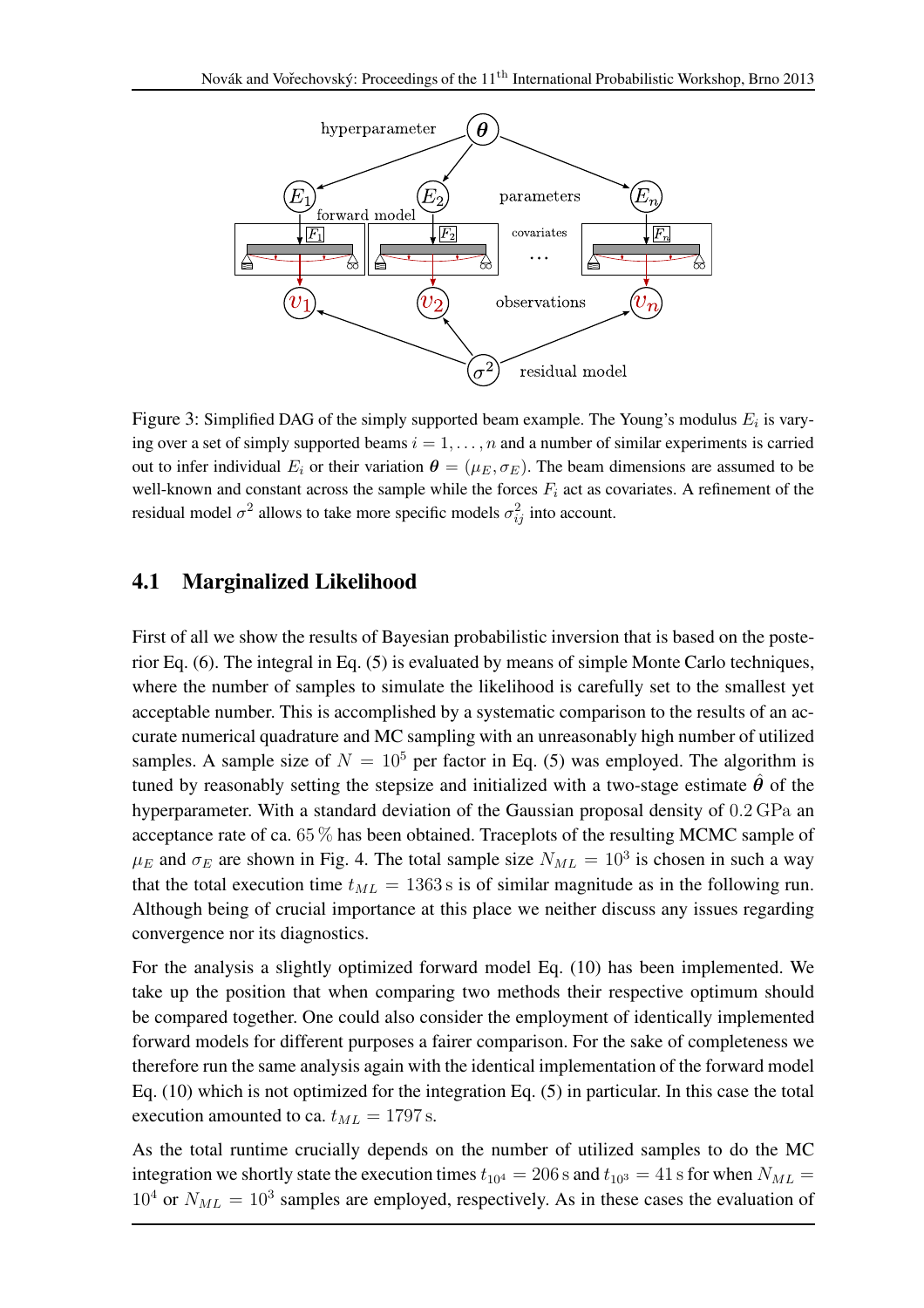Figure 3: Simplified DAG of the simply supported beam example. The Young's modulus $E_i$ is varying over a set of simply supported beams $i = 1, \ldots, n$ and a number of similar experiments is carried out to infer individual $E_i$ or their variation $\boldsymbol{\theta} = (\mu_E, \sigma_E)$. The beam dimensions are assumed to be well-known and constant across the sample while the forces $F_i$ act as covariates. A refinement of the residual model $\sigma^2$ allows to take more specific models $\sigma_{ij}^2$ into account.

### 4.1 Marginalized Likelihood

First of all we show the results of Bayesian probabilistic inversion that is based on the posterior Eq. (6). The integral in Eq. (5) is evaluated by means of simple Monte Carlo techniques, where the number of samples to simulate the likelihood is carefully set to the smallest yet acceptable number. This is accomplished by a systematic comparison to the results of an accurate numerical quadrature and MC sampling with an unreasonably high number of utilized samples. A sample size of $N = 10^5$ per factor in Eq. (5) was employed. The algorithm is tuned by reasonably setting the stepsize and initialized with a two-stage estimate $\hat{\boldsymbol{\theta}}$ of the hyperparameter. With a standard deviation of the Gaussian proposal density of $0.2\,\mathrm{GPa}$ an acceptance rate of ca. $65\,\%$ has been obtained. Traceplots of the resulting MCMC sample of $\mu_E$ and $\sigma_E$ are shown in Fig. 4. The total sample size $N_{ML} = 10^3$ is chosen in such a way that the total execution time $t_{ML} = 1363\,\mathrm{s}$ is of similar magnitude as in the following run. Although being of crucial importance at this place we neither discuss any issues regarding convergence nor its diagnostics.

For the analysis a slightly optimized forward model Eq. (10) has been implemented. We take up the position that when comparing two methods their respective optimum should be compared together. One could also consider the employment of identically implemented forward models for different purposes a fairer comparison. For the sake of completeness we therefore run the same analysis again with the identical implementation of the forward model Eq. (10) which is not optimized for the integration Eq. (5) in particular. In this case the total execution amounted to ca. $t_{ML} = 1797\,\mathrm{s}$.

As the total runtime crucially depends on the number of utilized samples to do the MC integration we shortly state the execution times $t_{10^4} = 206\,\mathrm{s}$ and $t_{10^3} = 41\,\mathrm{s}$ for when $N_{ML} = 10^4$ or $N_{ML} = 10^3$ samples are employed, respectively. As in these cases the evaluation of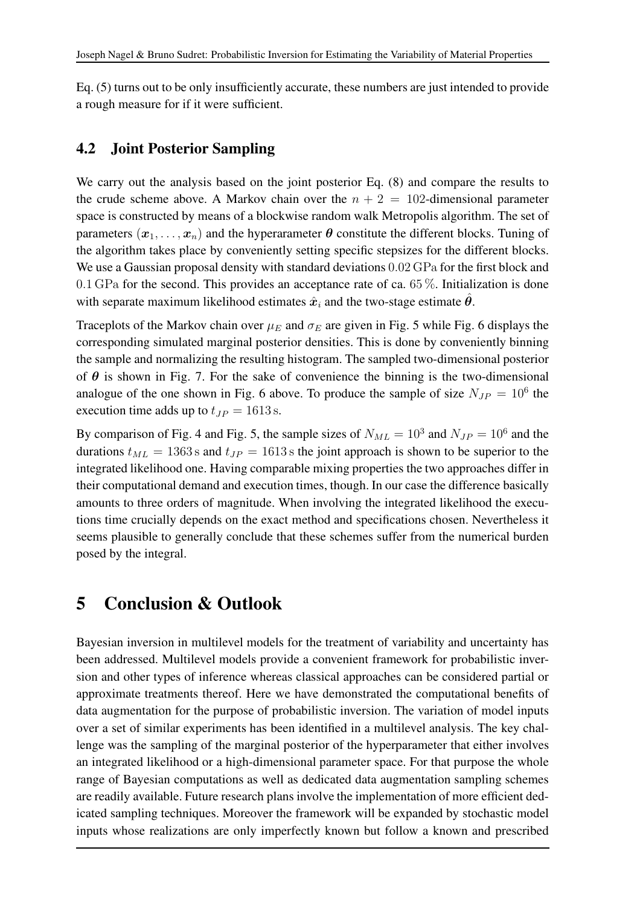Eq. (5) turns out to be only insufficiently accurate, these numbers are just intended to provide a rough measure for if it were sufficient.

## 4.2 Joint Posterior Sampling

We carry out the analysis based on the joint posterior Eq. (8) and compare the results to the crude scheme above. A Markov chain over the $n + 2 = 102$-dimensional parameter space is constructed by means of a blockwise random walk Metropolis algorithm. The set of parameters $(\boldsymbol{x}_1, \ldots, \boldsymbol{x}_n)$ and the hyperarameter $\boldsymbol{\theta}$ constitute the different blocks. Tuning of the algorithm takes place by conveniently setting specific stepsizes for the different blocks. We use a Gaussian proposal density with standard deviations $0.02\,\mathrm{GPa}$ for the first block and $0.1\,\mathrm{GPa}$ for the second. This provides an acceptance rate of ca. $65\,\%$. Initialization is done with separate maximum likelihood estimates $\hat{\boldsymbol{x}}_i$ and the two-stage estimate $\hat{\boldsymbol{\theta}}$.

Traceplots of the Markov chain over $\mu_E$ and $\sigma_E$ are given in Fig. 5 while Fig. 6 displays the corresponding simulated marginal posterior densities. This is done by conveniently binning the sample and normalizing the resulting histogram. The sampled two-dimensional posterior of $\boldsymbol{\theta}$ is shown in Fig. 7. For the sake of convenience the binning is the two-dimensional analogue of the one shown in Fig. 6 above. To produce the sample of size $N_{JP} = 10^6$ the execution time adds up to $t_{JP} = 1613\,\mathrm{s}$.

By comparison of Fig. 4 and Fig. 5, the sample sizes of $N_{ML} = 10^3$ and $N_{JP} = 10^6$ and the durations $t_{ML} = 1363\,\mathrm{s}$ and $t_{JP} = 1613\,\mathrm{s}$ the joint approach is shown to be superior to the integrated likelihood one. Having comparable mixing properties the two approaches differ in their computational demand and execution times, though. In our case the difference basically amounts to three orders of magnitude. When involving the integrated likelihood the executions time crucially depends on the exact method and specifications chosen. Nevertheless it seems plausible to generally conclude that these schemes suffer from the numerical burden posed by the integral.

# 5 Conclusion & Outlook

Bayesian inversion in multilevel models for the treatment of variability and uncertainty has been addressed. Multilevel models provide a convenient framework for probabilistic inversion and other types of inference whereas classical approaches can be considered partial or approximate treatments thereof. Here we have demonstrated the computational benefits of data augmentation for the purpose of probabilistic inversion. The variation of model inputs over a set of similar experiments has been identified in a multilevel analysis. The key challenge was the sampling of the marginal posterior of the hyperparameter that either involves an integrated likelihood or a high-dimensional parameter space. For that purpose the whole range of Bayesian computations as well as dedicated data augmentation sampling schemes are readily available. Future research plans involve the implementation of more efficient dedicated sampling techniques. Moreover the framework will be expanded by stochastic model inputs whose realizations are only imperfectly known but follow a known and prescribed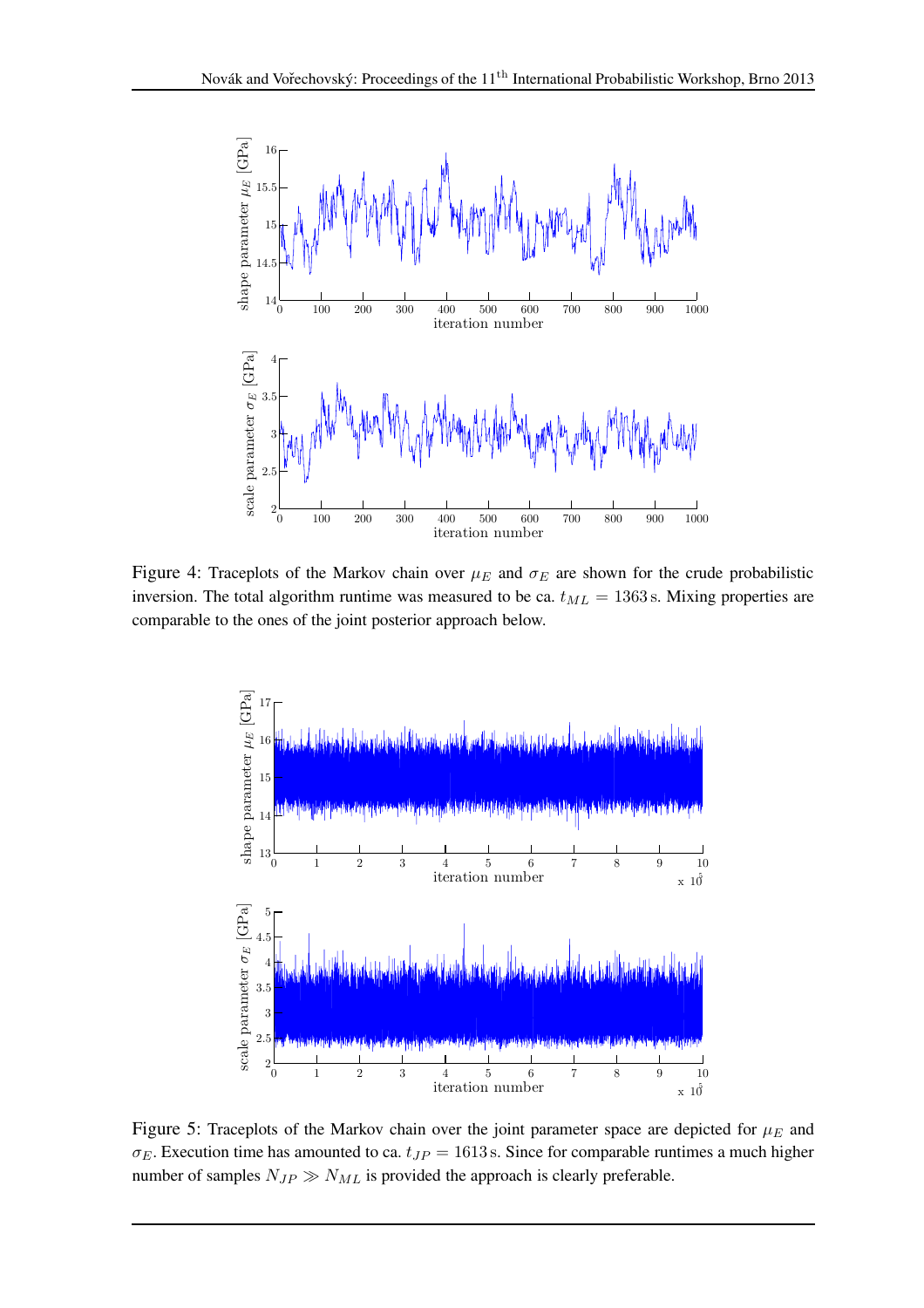Figure 4: Traceplots of the Markov chain over $\mu_E$ and $\sigma_E$ are shown for the crude probabilistic inversion. The total algorithm runtime was measured to be ca. $t_{ML} = 1363\,\mathrm{s}$. Mixing properties are comparable to the ones of the joint posterior approach below.

Figure 5: Traceplots of the Markov chain over the joint parameter space are depicted for $\mu_E$ and $\sigma_E$. Execution time has amounted to ca. $t_{JP} = 1613\,\mathrm{s}$. Since for comparable runtimes a much higher number of samples $N_{JP} \gg N_{ML}$ is provided the approach is clearly preferable.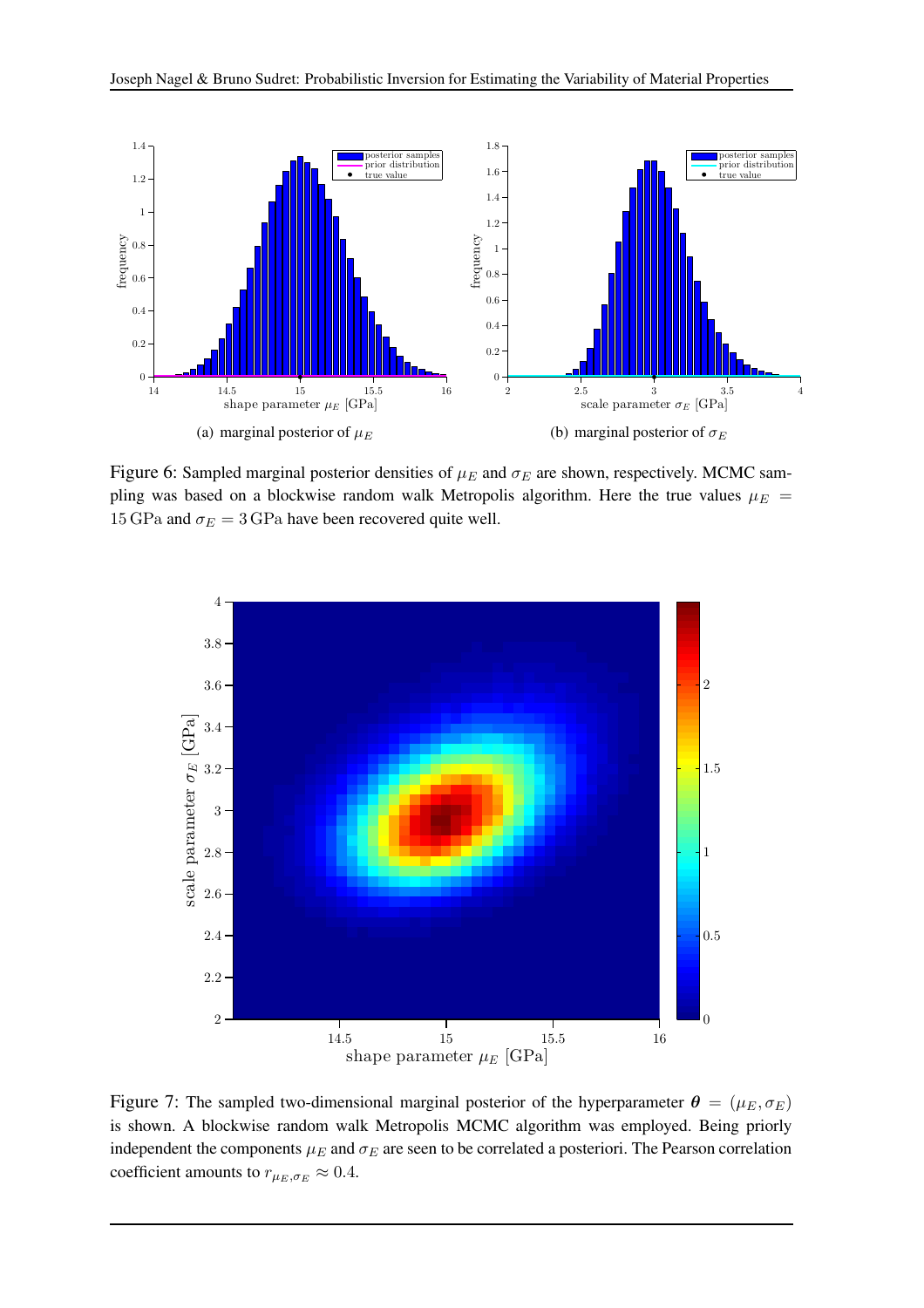(a) marginal posterior of $\mu_E$

(b) marginal posterior of $\sigma_E$

Figure 6: Sampled marginal posterior densities of $\mu_E$ and $\sigma_E$ are shown, respectively. MCMC sampling was based on a blockwise random walk Metropolis algorithm. Here the true values $\mu_E = 15\,\mathrm{GPa}$ and $\sigma_E = 3\,\mathrm{GPa}$ have been recovered quite well.

Figure 7: The sampled two-dimensional marginal posterior of the hyperparameter $\boldsymbol{\theta} = (\mu_E, \sigma_E)$ is shown. A blockwise random walk Metropolis MCMC algorithm was employed. Being priorly independent the components $\mu_E$ and $\sigma_E$ are seen to be correlated a posteriori. The Pearson correlation coefficient amounts to $r_{\mu_E,\sigma_E} \approx 0.4$.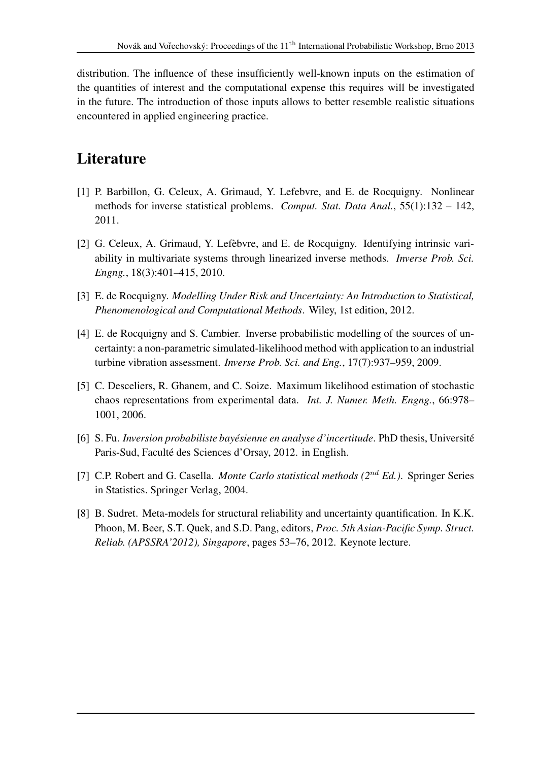distribution. The influence of these insufficiently well-known inputs on the estimation of the quantities of interest and the computational expense this requires will be investigated in the future. The introduction of those inputs allows to better resemble realistic situations encountered in applied engineering practice.

# Literature

[1] P. Barbillon, G. Celeux, A. Grimaud, Y. Lefebvre, and E. de Rocquigny. Nonlinear methods for inverse statistical problems. *Comput. Stat. Data Anal.*, 55(1):132 – 142, 2011.

[2] G. Celeux, A. Grimaud, Y. Lefèbvre, and E. de Rocquigny. Identifying intrinsic variability in multivariate systems through linearized inverse methods. *Inverse Prob. Sci. Engng.*, 18(3):401–415, 2010.

[3] E. de Rocquigny. *Modelling Under Risk and Uncertainty: An Introduction to Statistical, Phenomenological and Computational Methods*. Wiley, 1st edition, 2012.

[4] E. de Rocquigny and S. Cambier. Inverse probabilistic modelling of the sources of uncertainty: a non-parametric simulated-likelihood method with application to an industrial turbine vibration assessment. *Inverse Prob. Sci. and Eng.*, 17(7):937–959, 2009.

[5] C. Desceliers, R. Ghanem, and C. Soize. Maximum likelihood estimation of stochastic chaos representations from experimental data. *Int. J. Numer. Meth. Engng.*, 66:978–1001, 2006.

[6] S. Fu. *Inversion probabiliste bayésienne en analyse d'incertitude*. PhD thesis, Université Paris-Sud, Faculté des Sciences d'Orsay, 2012. in English.

[7] C.P. Robert and G. Casella. *Monte Carlo statistical methods ($2^{nd}$ Ed.)*. Springer Series in Statistics. Springer Verlag, 2004.

[8] B. Sudret. Meta-models for structural reliability and uncertainty quantification. In K.K. Phoon, M. Beer, S.T. Quek, and S.D. Pang, editors, *Proc. 5th Asian-Pacific Symp. Struct. Reliab. (APSSRA'2012), Singapore*, pages 53–76, 2012. Keynote lecture.